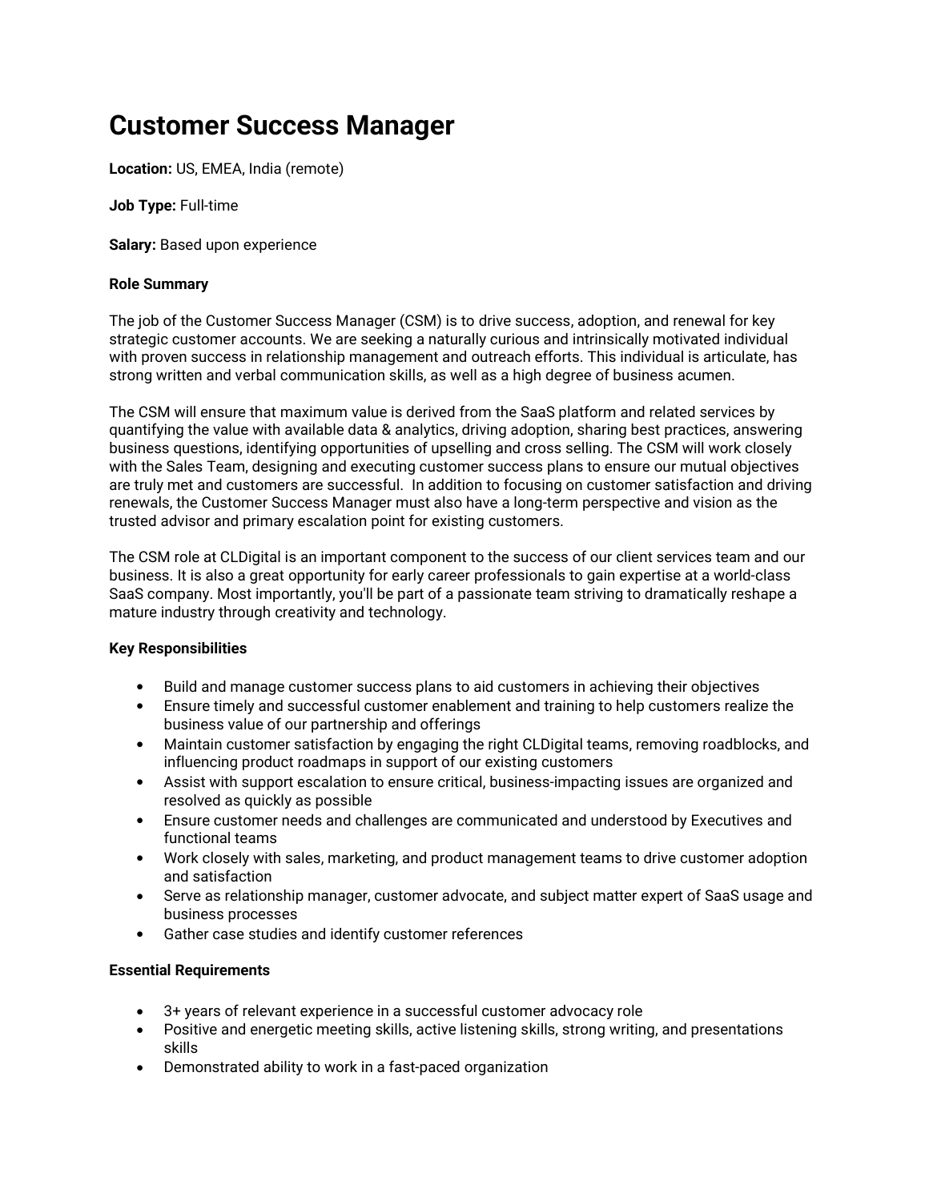# Customer Success Manager

**Location:** US, EMEA, India (remote)

**Job Type:** Full-time

**Salary:** Based upon experience

**Role Summary**

The job of the Customer Success Manager (CSM) is to drive success, adoption, and renewal for key strategic customer accounts. We are seeking a naturally curious and intrinsically motivated individual with proven success in relationship management and outreach efforts. This individual is articulate, has strong written and verbal communication skills, as well as a high degree of business acumen.

The CSM will ensure that maximum value is derived from the SaaS platform and related services by quantifying the value with available data & analytics, driving adoption, sharing best practices, answering business questions, identifying opportunities of upselling and cross selling. The CSM will work closely with the Sales Team, designing and executing customer success plans to ensure our mutual objectives are truly met and customers are successful. In addition to focusing on customer satisfaction and driving renewals, the Customer Success Manager must also have a long-term perspective and vision as the trusted advisor and primary escalation point for existing customers.

The CSM role at CLDigital is an important component to the success of our client services team and our business. It is also a great opportunity for early career professionals to gain expertise at a world-class SaaS company. Most importantly, you'll be part of a passionate team striving to dramatically reshape a mature industry through creativity and technology.

**Key Responsibilities**

- Build and manage customer success plans to aid customers in achieving their objectives
- Ensure timely and successful customer enablement and training to help customers realize the business value of our partnership and offerings
- Maintain customer satisfaction by engaging the right CLDigital teams, removing roadblocks, and influencing product roadmaps in support of our existing customers
- Assist with support escalation to ensure critical, business-impacting issues are organized and resolved as quickly as possible
- Ensure customer needs and challenges are communicated and understood by Executives and functional teams
- Work closely with sales, marketing, and product management teams to drive customer adoption and satisfaction
- Serve as relationship manager, customer advocate, and subject matter expert of SaaS usage and business processes
- Gather case studies and identify customer references

**Essential Requirements**

- 3+ years of relevant experience in a successful customer advocacy role
- Positive and energetic meeting skills, active listening skills, strong writing, and presentations skills
- Demonstrated ability to work in a fast-paced organization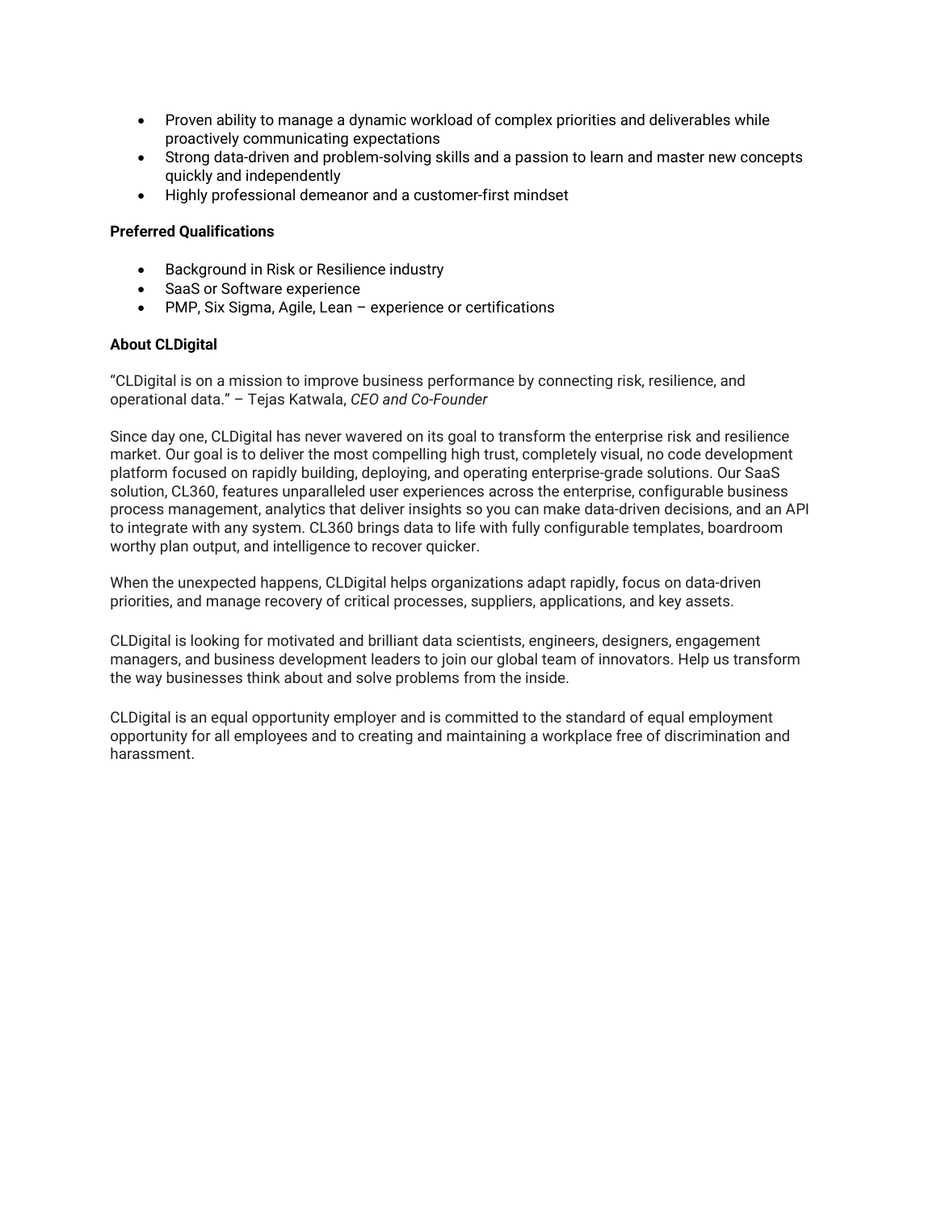- Proven ability to manage a dynamic workload of complex priorities and deliverables while proactively communicating expectations
- Strong data-driven and problem-solving skills and a passion to learn and master new concepts quickly and independently
- Highly professional demeanor and a customer-first mindset

**Preferred Qualifications**

- Background in Risk or Resilience industry
- SaaS or Software experience
- PMP, Six Sigma, Agile, Lean – experience or certifications

**About CLDigital**

"CLDigital is on a mission to improve business performance by connecting risk, resilience, and operational data." – Tejas Katwala, *CEO and Co-Founder*

Since day one, CLDigital has never wavered on its goal to transform the enterprise risk and resilience market. Our goal is to deliver the most compelling high trust, completely visual, no code development platform focused on rapidly building, deploying, and operating enterprise-grade solutions. Our SaaS solution, CL360, features unparalleled user experiences across the enterprise, configurable business process management, analytics that deliver insights so you can make data-driven decisions, and an API to integrate with any system. CL360 brings data to life with fully configurable templates, boardroom worthy plan output, and intelligence to recover quicker.

When the unexpected happens, CLDigital helps organizations adapt rapidly, focus on data-driven priorities, and manage recovery of critical processes, suppliers, applications, and key assets.

CLDigital is looking for motivated and brilliant data scientists, engineers, designers, engagement managers, and business development leaders to join our global team of innovators. Help us transform the way businesses think about and solve problems from the inside.

CLDigital is an equal opportunity employer and is committed to the standard of equal employment opportunity for all employees and to creating and maintaining a workplace free of discrimination and harassment.